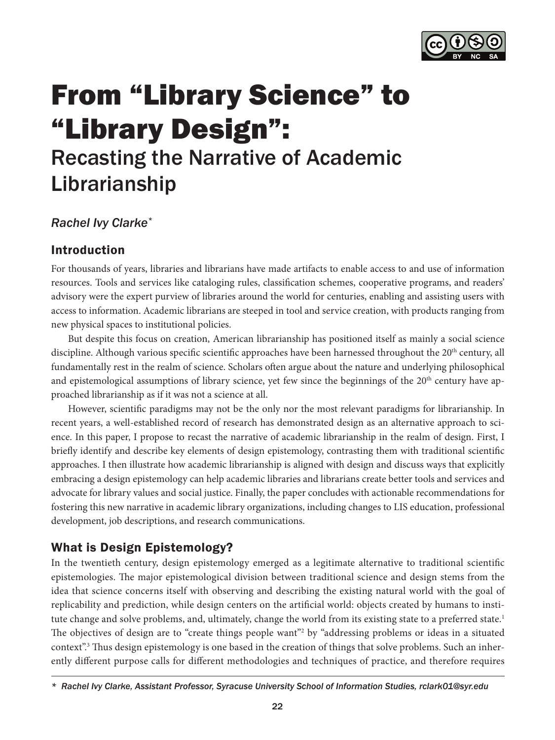# From "Library Science" to "Library Design":

## Recasting the Narrative of Academic Librarianship

*Rachel Ivy Clarke**

### Introduction

For thousands of years, libraries and librarians have made artifacts to enable access to and use of information resources. Tools and services like cataloging rules, classification schemes, cooperative programs, and readers' advisory were the expert purview of libraries around the world for centuries, enabling and assisting users with access to information. Academic librarians are steeped in tool and service creation, with products ranging from new physical spaces to institutional policies.

But despite this focus on creation, American librarianship has positioned itself as mainly a social science discipline. Although various specific scientific approaches have been harnessed throughout the 20th century, all fundamentally rest in the realm of science. Scholars often argue about the nature and underlying philosophical and epistemological assumptions of library science, yet few since the beginnings of the 20th century have approached librarianship as if it was not a science at all.

However, scientific paradigms may not be the only nor the most relevant paradigms for librarianship. In recent years, a well-established record of research has demonstrated design as an alternative approach to science. In this paper, I propose to recast the narrative of academic librarianship in the realm of design. First, I briefly identify and describe key elements of design epistemology, contrasting them with traditional scientific approaches. I then illustrate how academic librarianship is aligned with design and discuss ways that explicitly embracing a design epistemology can help academic libraries and librarians create better tools and services and advocate for library values and social justice. Finally, the paper concludes with actionable recommendations for fostering this new narrative in academic library organizations, including changes to LIS education, professional development, job descriptions, and research communications.

### What is Design Epistemology?

In the twentieth century, design epistemology emerged as a legitimate alternative to traditional scientific epistemologies. The major epistemological division between traditional science and design stems from the idea that science concerns itself with observing and describing the existing natural world with the goal of replicability and prediction, while design centers on the artificial world: objects created by humans to institute change and solve problems, and, ultimately, change the world from its existing state to a preferred state.[1] The objectives of design are to "create things people want"[2] by "addressing problems or ideas in a situated context".[3] Thus design epistemology is one based in the creation of things that solve problems. Such an inherently different purpose calls for different methodologies and techniques of practice, and therefore requires

---

\* *Rachel Ivy Clarke, Assistant Professor, Syracuse University School of Information Studies, rclark01@syr.edu*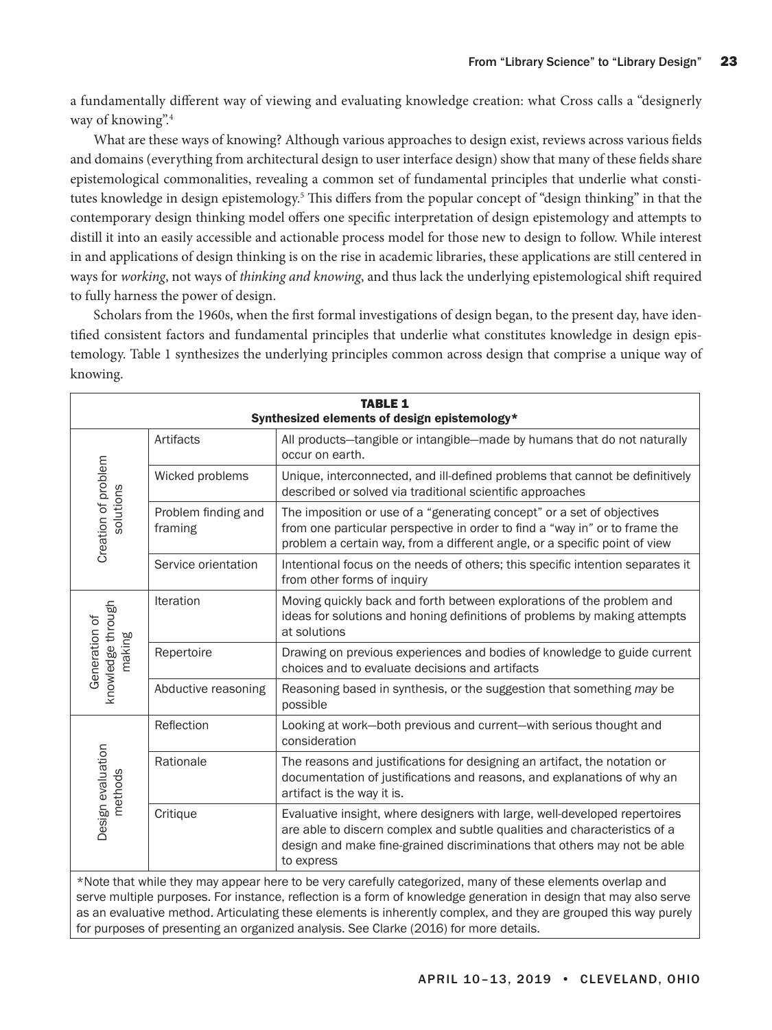a fundamentally different way of viewing and evaluating knowledge creation: what Cross calls a "designerly way of knowing".[4]

What are these ways of knowing? Although various approaches to design exist, reviews across various fields and domains (everything from architectural design to user interface design) show that many of these fields share epistemological commonalities, revealing a common set of fundamental principles that underlie what constitutes knowledge in design epistemology.[5] This differs from the popular concept of "design thinking" in that the contemporary design thinking model offers one specific interpretation of design epistemology and attempts to distill it into an easily accessible and actionable process model for those new to design to follow. While interest in and applications of design thinking is on the rise in academic libraries, these applications are still centered in ways for *working*, not ways of *thinking and knowing*, and thus lack the underlying epistemological shift required to fully harness the power of design.

Scholars from the 1960s, when the first formal investigations of design began, to the present day, have identified consistent factors and fundamental principles that underlie what constitutes knowledge in design epistemology. Table 1 synthesizes the underlying principles common across design that comprise a unique way of knowing.

**TABLE 1**
**Synthesized elements of design epistemology***

| | | |
|---|---|---|
| Creation of problem solutions | Artifacts | All products—tangible or intangible—made by humans that do not naturally occur on earth. |
| | Wicked problems | Unique, interconnected, and ill-defined problems that cannot be definitively described or solved via traditional scientific approaches |
| | Problem finding and framing | The imposition or use of a "generating concept" or a set of objectives from one particular perspective in order to find a "way in" or to frame the problem a certain way, from a different angle, or a specific point of view |
| | Service orientation | Intentional focus on the needs of others; this specific intention separates it from other forms of inquiry |
| Generation of knowledge through making | Iteration | Moving quickly back and forth between explorations of the problem and ideas for solutions and honing definitions of problems by making attempts at solutions |
| | Repertoire | Drawing on previous experiences and bodies of knowledge to guide current choices and to evaluate decisions and artifacts |
| | Abductive reasoning | Reasoning based in synthesis, or the suggestion that something *may* be possible |
| Design evaluation methods | Reflection | Looking at work—both previous and current—with serious thought and consideration |
| | Rationale | The reasons and justifications for designing an artifact, the notation or documentation of justifications and reasons, and explanations of why an artifact is the way it is. |
| | Critique | Evaluative insight, where designers with large, well-developed repertoires are able to discern complex and subtle qualities and characteristics of a design and make fine-grained discriminations that others may not be able to express |

*Note that while they may appear here to be very carefully categorized, many of these elements overlap and serve multiple purposes. For instance, reflection is a form of knowledge generation in design that may also serve as an evaluative method. Articulating these elements is inherently complex, and they are grouped this way purely for purposes of presenting an organized analysis. See Clarke (2016) for more details.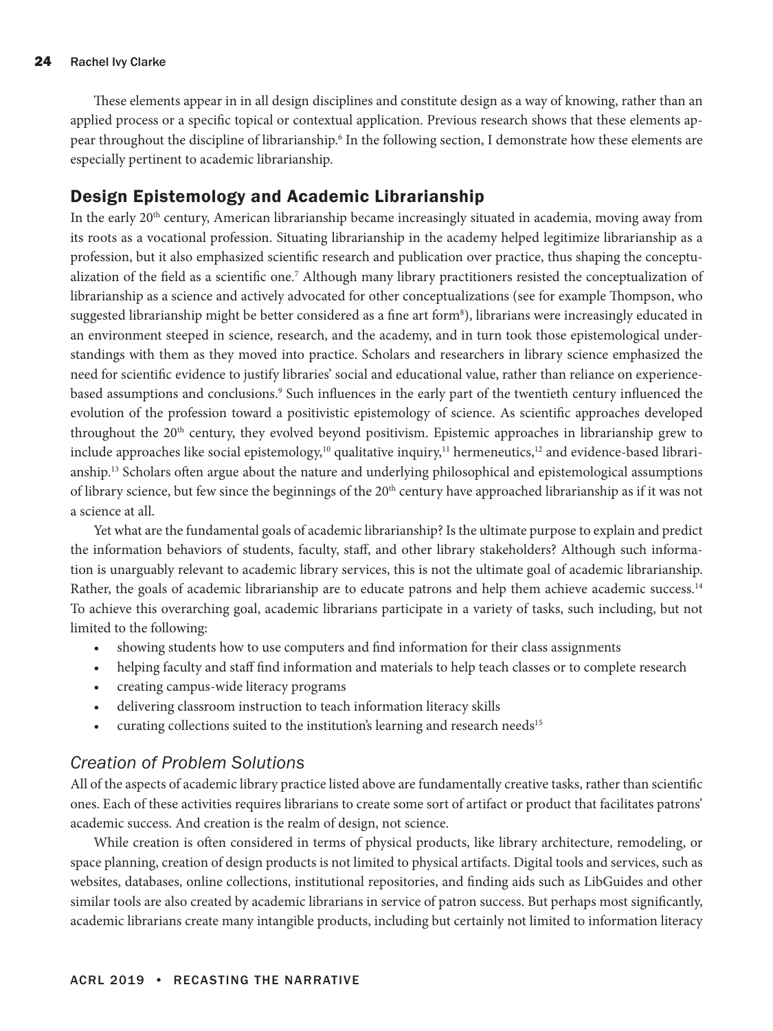These elements appear in in all design disciplines and constitute design as a way of knowing, rather than an applied process or a specific topical or contextual application. Previous research shows that these elements appear throughout the discipline of librarianship.[6] In the following section, I demonstrate how these elements are especially pertinent to academic librarianship.

## Design Epistemology and Academic Librarianship

In the early 20th century, American librarianship became increasingly situated in academia, moving away from its roots as a vocational profession. Situating librarianship in the academy helped legitimize librarianship as a profession, but it also emphasized scientific research and publication over practice, thus shaping the conceptualization of the field as a scientific one.[7] Although many library practitioners resisted the conceptualization of librarianship as a science and actively advocated for other conceptualizations (see for example Thompson, who suggested librarianship might be better considered as a fine art form[8]), librarians were increasingly educated in an environment steeped in science, research, and the academy, and in turn took those epistemological understandings with them as they moved into practice. Scholars and researchers in library science emphasized the need for scientific evidence to justify libraries' social and educational value, rather than reliance on experience-based assumptions and conclusions.[9] Such influences in the early part of the twentieth century influenced the evolution of the profession toward a positivistic epistemology of science. As scientific approaches developed throughout the 20th century, they evolved beyond positivism. Epistemic approaches in librarianship grew to include approaches like social epistemology,[10] qualitative inquiry,[11] hermeneutics,[12] and evidence-based librarianship.[13] Scholars often argue about the nature and underlying philosophical and epistemological assumptions of library science, but few since the beginnings of the 20th century have approached librarianship as if it was not a science at all.

Yet what are the fundamental goals of academic librarianship? Is the ultimate purpose to explain and predict the information behaviors of students, faculty, staff, and other library stakeholders? Although such information is unarguably relevant to academic library services, this is not the ultimate goal of academic librarianship. Rather, the goals of academic librarianship are to educate patrons and help them achieve academic success.[14] To achieve this overarching goal, academic librarians participate in a variety of tasks, such including, but not limited to the following:

- showing students how to use computers and find information for their class assignments
- helping faculty and staff find information and materials to help teach classes or to complete research
- creating campus-wide literacy programs
- delivering classroom instruction to teach information literacy skills
- curating collections suited to the institution's learning and research needs[15]

### *Creation of Problem Solutions*

All of the aspects of academic library practice listed above are fundamentally creative tasks, rather than scientific ones. Each of these activities requires librarians to create some sort of artifact or product that facilitates patrons' academic success. And creation is the realm of design, not science.

While creation is often considered in terms of physical products, like library architecture, remodeling, or space planning, creation of design products is not limited to physical artifacts. Digital tools and services, such as websites, databases, online collections, institutional repositories, and finding aids such as LibGuides and other similar tools are also created by academic librarians in service of patron success. But perhaps most significantly, academic librarians create many intangible products, including but certainly not limited to information literacy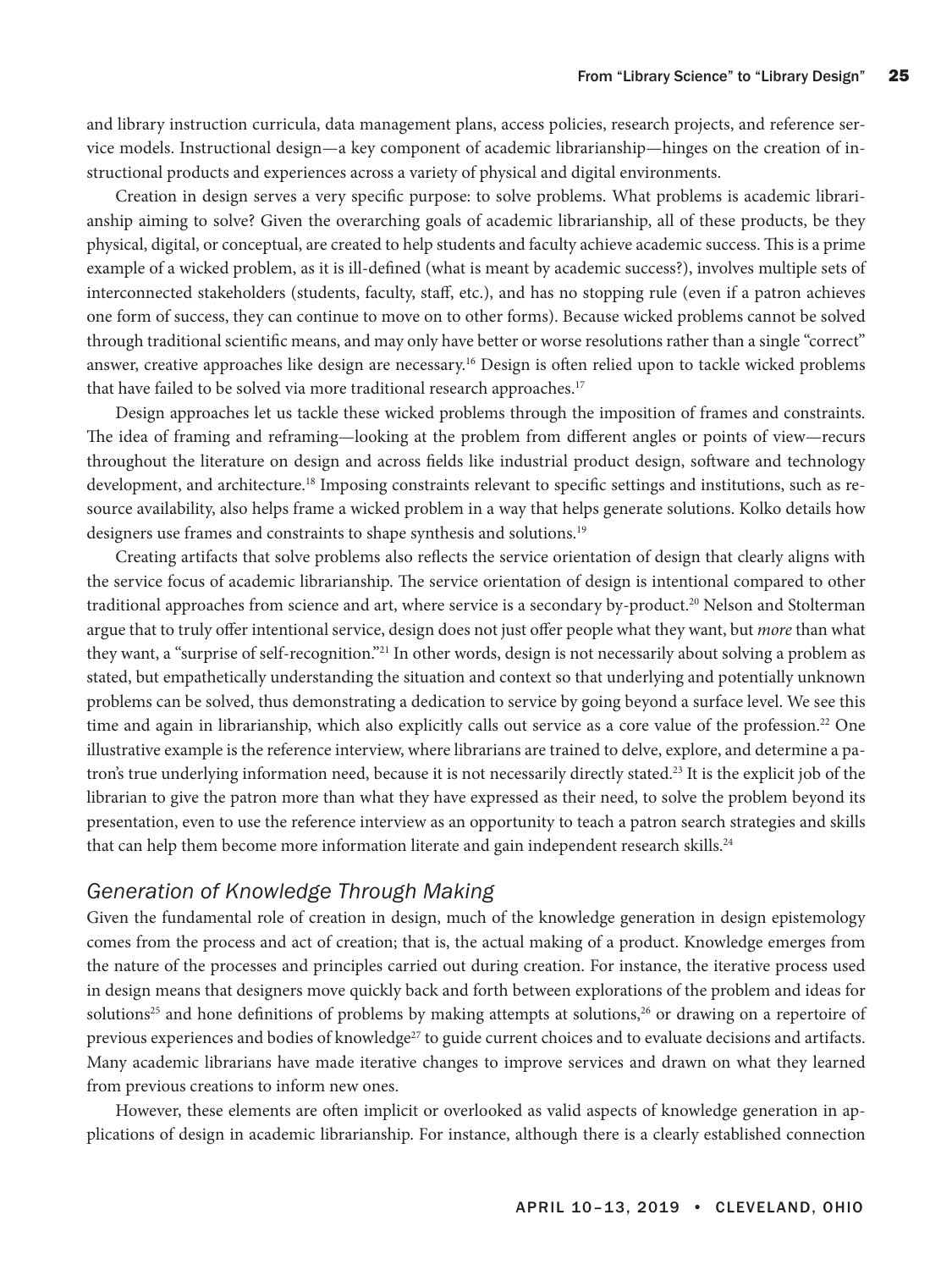and library instruction curricula, data management plans, access policies, research projects, and reference service models. Instructional design—a key component of academic librarianship—hinges on the creation of instructional products and experiences across a variety of physical and digital environments.

Creation in design serves a very specific purpose: to solve problems. What problems is academic librarianship aiming to solve? Given the overarching goals of academic librarianship, all of these products, be they physical, digital, or conceptual, are created to help students and faculty achieve academic success. This is a prime example of a wicked problem, as it is ill-defined (what is meant by academic success?), involves multiple sets of interconnected stakeholders (students, faculty, staff, etc.), and has no stopping rule (even if a patron achieves one form of success, they can continue to move on to other forms). Because wicked problems cannot be solved through traditional scientific means, and may only have better or worse resolutions rather than a single "correct" answer, creative approaches like design are necessary.[16] Design is often relied upon to tackle wicked problems that have failed to be solved via more traditional research approaches.[17]

Design approaches let us tackle these wicked problems through the imposition of frames and constraints. The idea of framing and reframing—looking at the problem from different angles or points of view—recurs throughout the literature on design and across fields like industrial product design, software and technology development, and architecture.[18] Imposing constraints relevant to specific settings and institutions, such as resource availability, also helps frame a wicked problem in a way that helps generate solutions. Kolko details how designers use frames and constraints to shape synthesis and solutions.[19]

Creating artifacts that solve problems also reflects the service orientation of design that clearly aligns with the service focus of academic librarianship. The service orientation of design is intentional compared to other traditional approaches from science and art, where service is a secondary by-product.[20] Nelson and Stolterman argue that to truly offer intentional service, design does not just offer people what they want, but *more* than what they want, a "surprise of self-recognition."[21] In other words, design is not necessarily about solving a problem as stated, but empathetically understanding the situation and context so that underlying and potentially unknown problems can be solved, thus demonstrating a dedication to service by going beyond a surface level. We see this time and again in librarianship, which also explicitly calls out service as a core value of the profession.[22] One illustrative example is the reference interview, where librarians are trained to delve, explore, and determine a patron's true underlying information need, because it is not necessarily directly stated.[23] It is the explicit job of the librarian to give the patron more than what they have expressed as their need, to solve the problem beyond its presentation, even to use the reference interview as an opportunity to teach a patron search strategies and skills that can help them become more information literate and gain independent research skills.[24]

### *Generation of Knowledge Through Making*

Given the fundamental role of creation in design, much of the knowledge generation in design epistemology comes from the process and act of creation; that is, the actual making of a product. Knowledge emerges from the nature of the processes and principles carried out during creation. For instance, the iterative process used in design means that designers move quickly back and forth between explorations of the problem and ideas for solutions[25] and hone definitions of problems by making attempts at solutions,[26] or drawing on a repertoire of previous experiences and bodies of knowledge[27] to guide current choices and to evaluate decisions and artifacts. Many academic librarians have made iterative changes to improve services and drawn on what they learned from previous creations to inform new ones.

However, these elements are often implicit or overlooked as valid aspects of knowledge generation in applications of design in academic librarianship. For instance, although there is a clearly established connection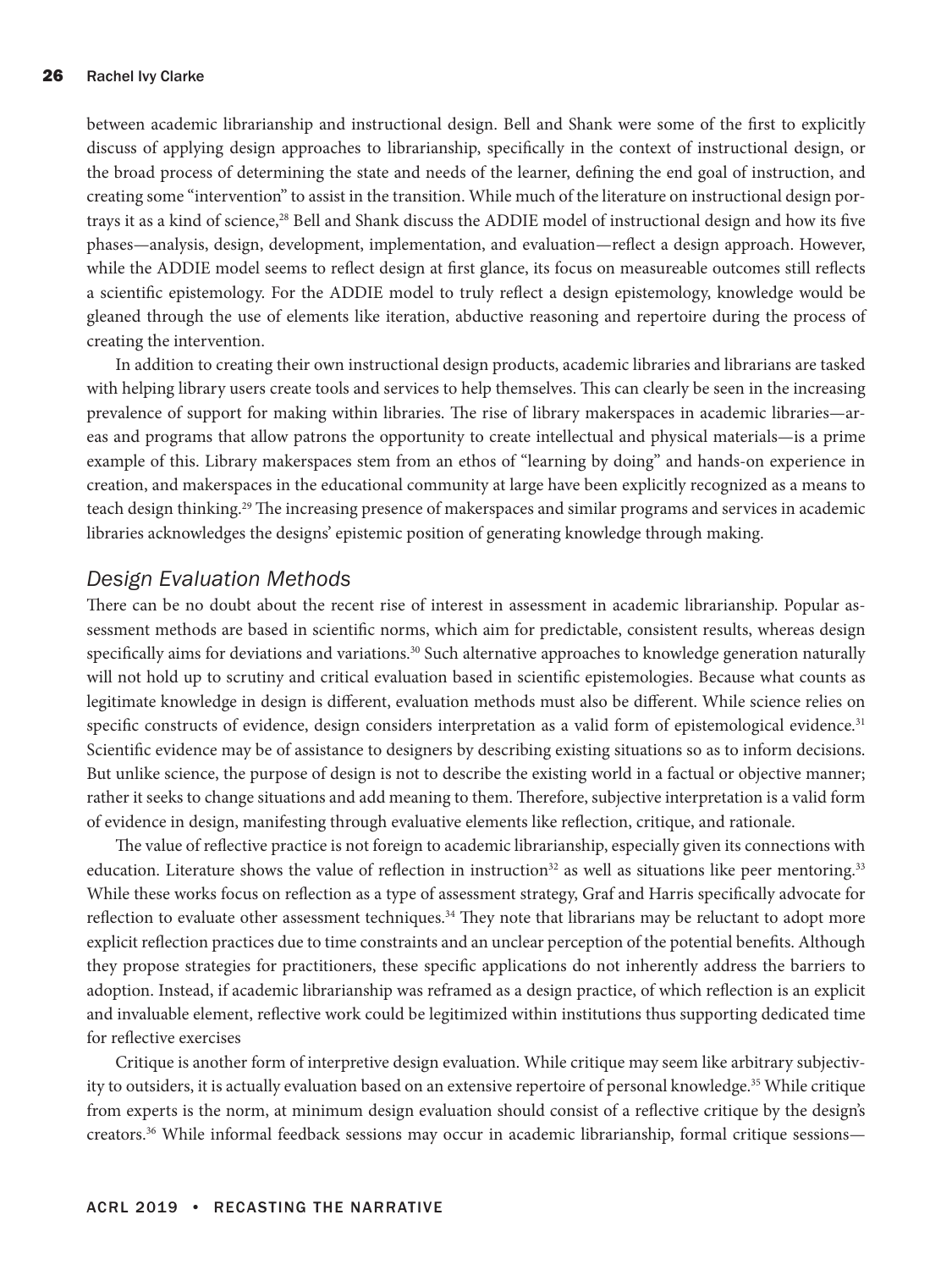between academic librarianship and instructional design. Bell and Shank were some of the first to explicitly discuss of applying design approaches to librarianship, specifically in the context of instructional design, or the broad process of determining the state and needs of the learner, defining the end goal of instruction, and creating some "intervention" to assist in the transition. While much of the literature on instructional design portrays it as a kind of science,[28] Bell and Shank discuss the ADDIE model of instructional design and how its five phases—analysis, design, development, implementation, and evaluation—reflect a design approach. However, while the ADDIE model seems to reflect design at first glance, its focus on measureable outcomes still reflects a scientific epistemology. For the ADDIE model to truly reflect a design epistemology, knowledge would be gleaned through the use of elements like iteration, abductive reasoning and repertoire during the process of creating the intervention.

In addition to creating their own instructional design products, academic libraries and librarians are tasked with helping library users create tools and services to help themselves. This can clearly be seen in the increasing prevalence of support for making within libraries. The rise of library makerspaces in academic libraries—areas and programs that allow patrons the opportunity to create intellectual and physical materials—is a prime example of this. Library makerspaces stem from an ethos of "learning by doing" and hands-on experience in creation, and makerspaces in the educational community at large have been explicitly recognized as a means to teach design thinking.[29] The increasing presence of makerspaces and similar programs and services in academic libraries acknowledges the designs' epistemic position of generating knowledge through making.

### *Design Evaluation Methods*

There can be no doubt about the recent rise of interest in assessment in academic librarianship. Popular assessment methods are based in scientific norms, which aim for predictable, consistent results, whereas design specifically aims for deviations and variations.[30] Such alternative approaches to knowledge generation naturally will not hold up to scrutiny and critical evaluation based in scientific epistemologies. Because what counts as legitimate knowledge in design is different, evaluation methods must also be different. While science relies on specific constructs of evidence, design considers interpretation as a valid form of epistemological evidence.[31] Scientific evidence may be of assistance to designers by describing existing situations so as to inform decisions. But unlike science, the purpose of design is not to describe the existing world in a factual or objective manner; rather it seeks to change situations and add meaning to them. Therefore, subjective interpretation is a valid form of evidence in design, manifesting through evaluative elements like reflection, critique, and rationale.

The value of reflective practice is not foreign to academic librarianship, especially given its connections with education. Literature shows the value of reflection in instruction[32] as well as situations like peer mentoring.[33] While these works focus on reflection as a type of assessment strategy, Graf and Harris specifically advocate for reflection to evaluate other assessment techniques.[34] They note that librarians may be reluctant to adopt more explicit reflection practices due to time constraints and an unclear perception of the potential benefits. Although they propose strategies for practitioners, these specific applications do not inherently address the barriers to adoption. Instead, if academic librarianship was reframed as a design practice, of which reflection is an explicit and invaluable element, reflective work could be legitimized within institutions thus supporting dedicated time for reflective exercises

Critique is another form of interpretive design evaluation. While critique may seem like arbitrary subjectivity to outsiders, it is actually evaluation based on an extensive repertoire of personal knowledge.[35] While critique from experts is the norm, at minimum design evaluation should consist of a reflective critique by the design's creators.[36] While informal feedback sessions may occur in academic librarianship, formal critique sessions—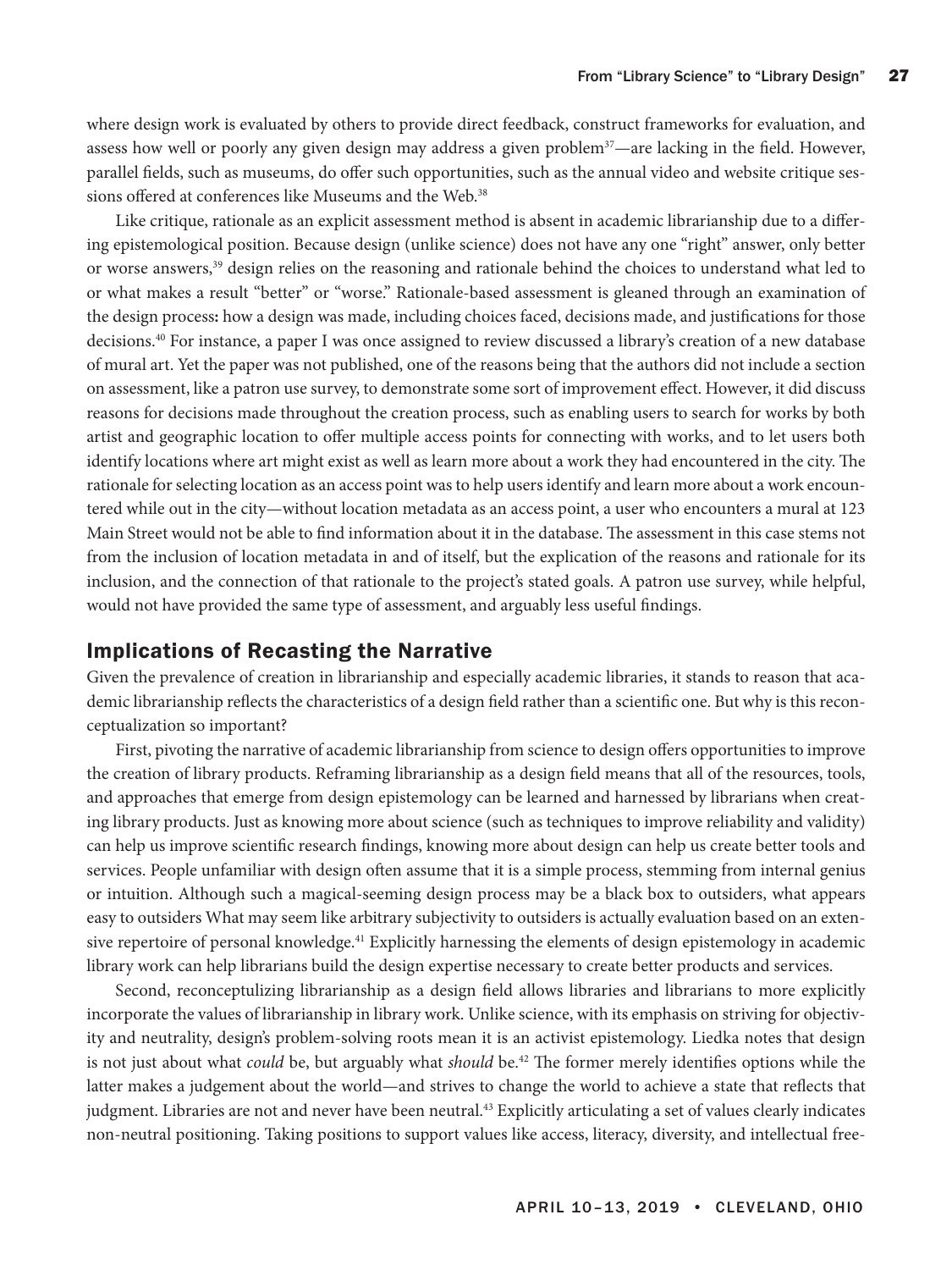where design work is evaluated by others to provide direct feedback, construct frameworks for evaluation, and assess how well or poorly any given design may address a given problem[37]—are lacking in the field. However, parallel fields, such as museums, do offer such opportunities, such as the annual video and website critique sessions offered at conferences like Museums and the Web.[38]

Like critique, rationale as an explicit assessment method is absent in academic librarianship due to a differing epistemological position. Because design (unlike science) does not have any one "right" answer, only better or worse answers,[39] design relies on the reasoning and rationale behind the choices to understand what led to or what makes a result "better" or "worse." Rationale-based assessment is gleaned through an examination of the design process**:** how a design was made, including choices faced, decisions made, and justifications for those decisions.[40] For instance, a paper I was once assigned to review discussed a library's creation of a new database of mural art. Yet the paper was not published, one of the reasons being that the authors did not include a section on assessment, like a patron use survey, to demonstrate some sort of improvement effect. However, it did discuss reasons for decisions made throughout the creation process, such as enabling users to search for works by both artist and geographic location to offer multiple access points for connecting with works, and to let users both identify locations where art might exist as well as learn more about a work they had encountered in the city. The rationale for selecting location as an access point was to help users identify and learn more about a work encountered while out in the city—without location metadata as an access point, a user who encounters a mural at 123 Main Street would not be able to find information about it in the database. The assessment in this case stems not from the inclusion of location metadata in and of itself, but the explication of the reasons and rationale for its inclusion, and the connection of that rationale to the project's stated goals. A patron use survey, while helpful, would not have provided the same type of assessment, and arguably less useful findings.

## Implications of Recasting the Narrative

Given the prevalence of creation in librarianship and especially academic libraries, it stands to reason that academic librarianship reflects the characteristics of a design field rather than a scientific one. But why is this reconceptualization so important?

First, pivoting the narrative of academic librarianship from science to design offers opportunities to improve the creation of library products. Reframing librarianship as a design field means that all of the resources, tools, and approaches that emerge from design epistemology can be learned and harnessed by librarians when creating library products. Just as knowing more about science (such as techniques to improve reliability and validity) can help us improve scientific research findings, knowing more about design can help us create better tools and services. People unfamiliar with design often assume that it is a simple process, stemming from internal genius or intuition. Although such a magical-seeming design process may be a black box to outsiders, what appears easy to outsiders What may seem like arbitrary subjectivity to outsiders is actually evaluation based on an extensive repertoire of personal knowledge.[41] Explicitly harnessing the elements of design epistemology in academic library work can help librarians build the design expertise necessary to create better products and services.

Second, reconceptualizing librarianship as a design field allows libraries and librarians to more explicitly incorporate the values of librarianship in library work. Unlike science, with its emphasis on striving for objectivity and neutrality, design's problem-solving roots mean it is an activist epistemology. Liedka notes that design is not just about what *could* be, but arguably what *should* be.[42] The former merely identifies options while the latter makes a judgement about the world—and strives to change the world to achieve a state that reflects that judgment. Libraries are not and never have been neutral.[43] Explicitly articulating a set of values clearly indicates non-neutral positioning. Taking positions to support values like access, literacy, diversity, and intellectual free-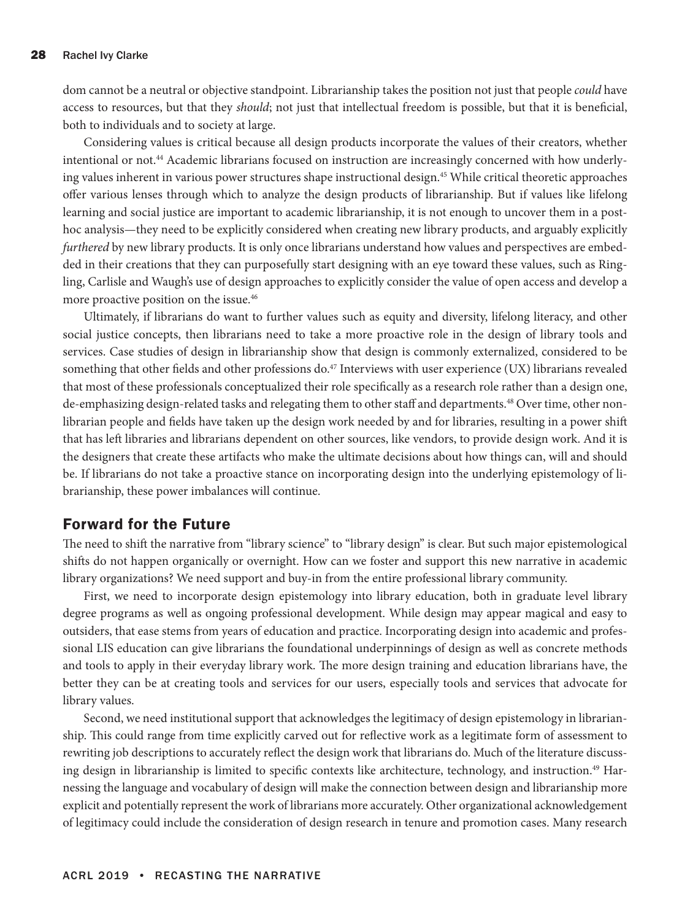dom cannot be a neutral or objective standpoint. Librarianship takes the position not just that people *could* have access to resources, but that they *should*; not just that intellectual freedom is possible, but that it is beneficial, both to individuals and to society at large.

Considering values is critical because all design products incorporate the values of their creators, whether intentional or not.[44] Academic librarians focused on instruction are increasingly concerned with how underlying values inherent in various power structures shape instructional design.[45] While critical theoretic approaches offer various lenses through which to analyze the design products of librarianship. But if values like lifelong learning and social justice are important to academic librarianship, it is not enough to uncover them in a post-hoc analysis—they need to be explicitly considered when creating new library products, and arguably explicitly *furthered* by new library products. It is only once librarians understand how values and perspectives are embedded in their creations that they can purposefully start designing with an eye toward these values, such as Ringling, Carlisle and Waugh's use of design approaches to explicitly consider the value of open access and develop a more proactive position on the issue.[46]

Ultimately, if librarians do want to further values such as equity and diversity, lifelong literacy, and other social justice concepts, then librarians need to take a more proactive role in the design of library tools and services. Case studies of design in librarianship show that design is commonly externalized, considered to be something that other fields and other professions do.[47] Interviews with user experience (UX) librarians revealed that most of these professionals conceptualized their role specifically as a research role rather than a design one, de-emphasizing design-related tasks and relegating them to other staff and departments.[48] Over time, other non-librarian people and fields have taken up the design work needed by and for libraries, resulting in a power shift that has left libraries and librarians dependent on other sources, like vendors, to provide design work. And it is the designers that create these artifacts who make the ultimate decisions about how things can, will and should be. If librarians do not take a proactive stance on incorporating design into the underlying epistemology of librarianship, these power imbalances will continue.

## Forward for the Future

The need to shift the narrative from "library science" to "library design" is clear. But such major epistemological shifts do not happen organically or overnight. How can we foster and support this new narrative in academic library organizations? We need support and buy-in from the entire professional library community.

First, we need to incorporate design epistemology into library education, both in graduate level library degree programs as well as ongoing professional development. While design may appear magical and easy to outsiders, that ease stems from years of education and practice. Incorporating design into academic and professional LIS education can give librarians the foundational underpinnings of design as well as concrete methods and tools to apply in their everyday library work. The more design training and education librarians have, the better they can be at creating tools and services for our users, especially tools and services that advocate for library values.

Second, we need institutional support that acknowledges the legitimacy of design epistemology in librarianship. This could range from time explicitly carved out for reflective work as a legitimate form of assessment to rewriting job descriptions to accurately reflect the design work that librarians do. Much of the literature discussing design in librarianship is limited to specific contexts like architecture, technology, and instruction.[49] Harnessing the language and vocabulary of design will make the connection between design and librarianship more explicit and potentially represent the work of librarians more accurately. Other organizational acknowledgement of legitimacy could include the consideration of design research in tenure and promotion cases. Many research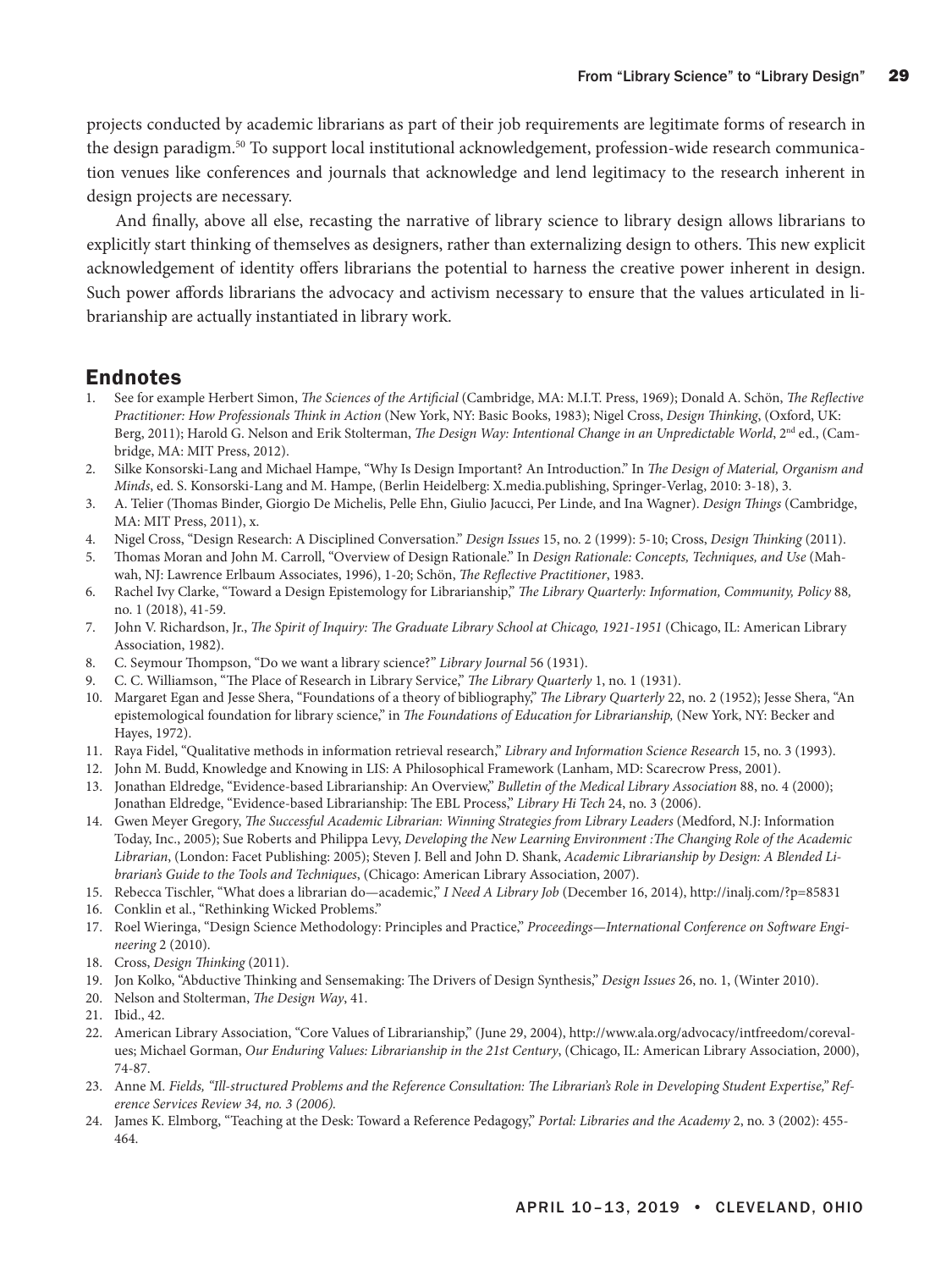projects conducted by academic librarians as part of their job requirements are legitimate forms of research in the design paradigm.[50] To support local institutional acknowledgement, profession-wide research communication venues like conferences and journals that acknowledge and lend legitimacy to the research inherent in design projects are necessary.

And finally, above all else, recasting the narrative of library science to library design allows librarians to explicitly start thinking of themselves as designers, rather than externalizing design to others. This new explicit acknowledgement of identity offers librarians the potential to harness the creative power inherent in design. Such power affords librarians the advocacy and activism necessary to ensure that the values articulated in librarianship are actually instantiated in library work.

## Endnotes

1. See for example Herbert Simon, *The Sciences of the Artificial* (Cambridge, MA: M.I.T. Press, 1969); Donald A. Schön, *The Reflective Practitioner: How Professionals Think in Action* (New York, NY: Basic Books, 1983); Nigel Cross, *Design Thinking*, (Oxford, UK: Berg, 2011); Harold G. Nelson and Erik Stolterman, *The Design Way: Intentional Change in an Unpredictable World*, 2nd ed., (Cambridge, MA: MIT Press, 2012).
2. Silke Konsorski-Lang and Michael Hampe, "Why Is Design Important? An Introduction." In *The Design of Material, Organism and Minds*, ed. S. Konsorski-Lang and M. Hampe, (Berlin Heidelberg: X.media.publishing, Springer-Verlag, 2010: 3-18), 3.
3. A. Telier (Thomas Binder, Giorgio De Michelis, Pelle Ehn, Giulio Jacucci, Per Linde, and Ina Wagner). *Design Things* (Cambridge, MA: MIT Press, 2011), x.
4. Nigel Cross, "Design Research: A Disciplined Conversation." *Design Issues* 15, no. 2 (1999): 5-10; Cross, *Design Thinking* (2011).
5. Thomas Moran and John M. Carroll, "Overview of Design Rationale." In *Design Rationale: Concepts, Techniques, and Use* (Mahwah, NJ: Lawrence Erlbaum Associates, 1996), 1-20; Schön, *The Reflective Practitioner*, 1983.
6. Rachel Ivy Clarke, "Toward a Design Epistemology for Librarianship," *The Library Quarterly: Information, Community, Policy* 88, no. 1 (2018), 41-59.
7. John V. Richardson, Jr., *The Spirit of Inquiry: The Graduate Library School at Chicago, 1921-1951* (Chicago, IL: American Library Association, 1982).
8. C. Seymour Thompson, "Do we want a library science?" *Library Journal* 56 (1931).
9. C. C. Williamson, "The Place of Research in Library Service," *The Library Quarterly* 1, no. 1 (1931).
10. Margaret Egan and Jesse Shera, "Foundations of a theory of bibliography," *The Library Quarterly* 22, no. 2 (1952); Jesse Shera, "An epistemological foundation for library science," in *The Foundations of Education for Librarianship,* (New York, NY: Becker and Hayes, 1972).
11. Raya Fidel, "Qualitative methods in information retrieval research," *Library and Information Science Research* 15, no. 3 (1993).
12. John M. Budd, Knowledge and Knowing in LIS: A Philosophical Framework (Lanham, MD: Scarecrow Press, 2001).
13. Jonathan Eldredge, "Evidence-based Librarianship: An Overview," *Bulletin of the Medical Library Association* 88, no. 4 (2000); Jonathan Eldredge, "Evidence-based Librarianship: The EBL Process," *Library Hi Tech* 24, no. 3 (2006).
14. Gwen Meyer Gregory, *The Successful Academic Librarian: Winning Strategies from Library Leaders* (Medford, N.J: Information Today, Inc., 2005); Sue Roberts and Philippa Levy, *Developing the New Learning Environment :The Changing Role of the Academic Librarian*, (London: Facet Publishing: 2005); Steven J. Bell and John D. Shank, *Academic Librarianship by Design: A Blended Librarian's Guide to the Tools and Techniques*, (Chicago: American Library Association, 2007).
15. Rebecca Tischler, "What does a librarian do—academic," *I Need A Library Job* (December 16, 2014), http://inalj.com/?p=85831
16. Conklin et al., "Rethinking Wicked Problems."
17. Roel Wieringa, "Design Science Methodology: Principles and Practice," *Proceedings—International Conference on Software Engineering* 2 (2010).
18. Cross, *Design Thinking* (2011).
19. Jon Kolko, "Abductive Thinking and Sensemaking: The Drivers of Design Synthesis," *Design Issues* 26, no. 1, (Winter 2010).
20. Nelson and Stolterman, *The Design Way*, 41.
21. Ibid., 42.
22. American Library Association, "Core Values of Librarianship," (June 29, 2004), http://www.ala.org/advocacy/intfreedom/corevalues; Michael Gorman, *Our Enduring Values: Librarianship in the 21st Century*, (Chicago, IL: American Library Association, 2000), 74-87.
23. Anne M. *Fields, "Ill-structured Problems and the Reference Consultation: The Librarian's Role in Developing Student Expertise," Reference Services Review 34, no. 3 (2006).*
24. James K. Elmborg, "Teaching at the Desk: Toward a Reference Pedagogy," *Portal: Libraries and the Academy* 2, no. 3 (2002): 455-464.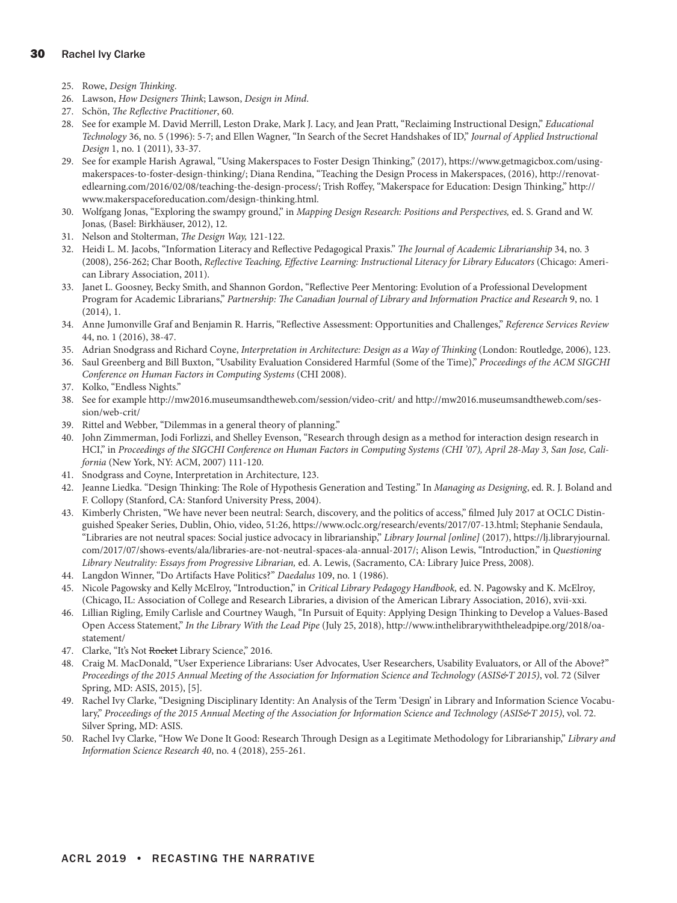25. Rowe, *Design Thinking*.
26. Lawson, *How Designers Think*; Lawson, *Design in Mind*.
27. Schön, *The Reflective Practitioner*, 60.
28. See for example M. David Merrill, Leston Drake, Mark J. Lacy, and Jean Pratt, "Reclaiming Instructional Design," *Educational Technology* 36, no. 5 (1996): 5-7; and Ellen Wagner, "In Search of the Secret Handshakes of ID," *Journal of Applied Instructional Design* 1, no. 1 (2011), 33-37.
29. See for example Harish Agrawal, "Using Makerspaces to Foster Design Thinking," (2017), https://www.getmagicbox.com/using-makerspaces-to-foster-design-thinking/; Diana Rendina, "Teaching the Design Process in Makerspaces, (2016), http://renovatedlearning.com/2016/02/08/teaching-the-design-process/; Trish Roffey, "Makerspace for Education: Design Thinking," http://www.makerspaceforeducation.com/design-thinking.html.
30. Wolfgang Jonas, "Exploring the swampy ground," in *Mapping Design Research: Positions and Perspectives,* ed. S. Grand and W. Jonas*,* (Basel: Birkhäuser, 2012), 12.
31. Nelson and Stolterman, *The Design Way,* 121-122.
32. Heidi L. M. Jacobs, "Information Literacy and Reflective Pedagogical Praxis." *The Journal of Academic Librarianship* 34, no. 3 (2008), 256-262; Char Booth, *Reflective Teaching, Effective Learning: Instructional Literacy for Library Educators* (Chicago: American Library Association, 2011).
33. Janet L. Goosney, Becky Smith, and Shannon Gordon, "Reflective Peer Mentoring: Evolution of a Professional Development Program for Academic Librarians," *Partnership: The Canadian Journal of Library and Information Practice and Research* 9, no. 1 (2014), 1.
34. Anne Jumonville Graf and Benjamin R. Harris, "Reflective Assessment: Opportunities and Challenges," *Reference Services Review* 44, no. 1 (2016), 38-47.
35. Adrian Snodgrass and Richard Coyne, *Interpretation in Architecture: Design as a Way of Thinking* (London: Routledge, 2006), 123.
36. Saul Greenberg and Bill Buxton, "Usability Evaluation Considered Harmful (Some of the Time)," *Proceedings of the ACM SIGCHI Conference on Human Factors in Computing Systems* (CHI 2008).
37. Kolko, "Endless Nights."
38. See for example http://mw2016.museumsandtheweb.com/session/video-crit/ and http://mw2016.museumsandtheweb.com/session/web-crit/
39. Rittel and Webber, "Dilemmas in a general theory of planning."
40. John Zimmerman, Jodi Forlizzi, and Shelley Evenson, "Research through design as a method for interaction design research in HCI," in *Proceedings of the SIGCHI Conference on Human Factors in Computing Systems (CHI '07), April 28-May 3, San Jose, California* (New York, NY: ACM, 2007) 111-120.
41. Snodgrass and Coyne, Interpretation in Architecture, 123.
42. Jeanne Liedka. "Design Thinking: The Role of Hypothesis Generation and Testing." In *Managing as Designing*, ed. R. J. Boland and F. Collopy (Stanford, CA: Stanford University Press, 2004).
43. Kimberly Christen, "We have never been neutral: Search, discovery, and the politics of access," filmed July 2017 at OCLC Distinguished Speaker Series, Dublin, Ohio, video, 51:26, https://www.oclc.org/research/events/2017/07-13.html; Stephanie Sendaula, "Libraries are not neutral spaces: Social justice advocacy in librarianship," *Library Journal [online]* (2017), https://lj.libraryjournal.com/2017/07/shows-events/ala/libraries-are-not-neutral-spaces-ala-annual-2017/; Alison Lewis, "Introduction," in *Questioning Library Neutrality: Essays from Progressive Librarian,* ed. A. Lewis, (Sacramento, CA: Library Juice Press, 2008).
44. Langdon Winner, "Do Artifacts Have Politics?" *Daedalus* 109, no. 1 (1986).
45. Nicole Pagowsky and Kelly McElroy, "Introduction," in *Critical Library Pedagogy Handbook,* ed. N. Pagowsky and K. McElroy*,* (Chicago, IL: Association of College and Research Libraries, a division of the American Library Association, 2016), xvii-xxi.
46. Lillian Rigling, Emily Carlisle and Courtney Waugh, "In Pursuit of Equity: Applying Design Thinking to Develop a Values-Based Open Access Statement," *In the Library With the Lead Pipe* (July 25, 2018), http://www.inthelibrarywiththeleadpipe.org/2018/oa-statement/
47. Clarke, "It's Not ~~Rocket~~ Library Science," 2016.
48. Craig M. MacDonald, "User Experience Librarians: User Advocates, User Researchers, Usability Evaluators, or All of the Above?" *Proceedings of the 2015 Annual Meeting of the Association for Information Science and Technology (ASIS&T 2015)*, vol. 72 (Silver Spring, MD: ASIS, 2015), [5].
49. Rachel Ivy Clarke, "Designing Disciplinary Identity: An Analysis of the Term 'Design' in Library and Information Science Vocabulary," *Proceedings of the 2015 Annual Meeting of the Association for Information Science and Technology (ASIS&T 2015)*, vol. 72. Silver Spring, MD: ASIS.
50. Rachel Ivy Clarke, "How We Done It Good: Research Through Design as a Legitimate Methodology for Librarianship," *Library and Information Science Research 40*, no. 4 (2018), 255-261.